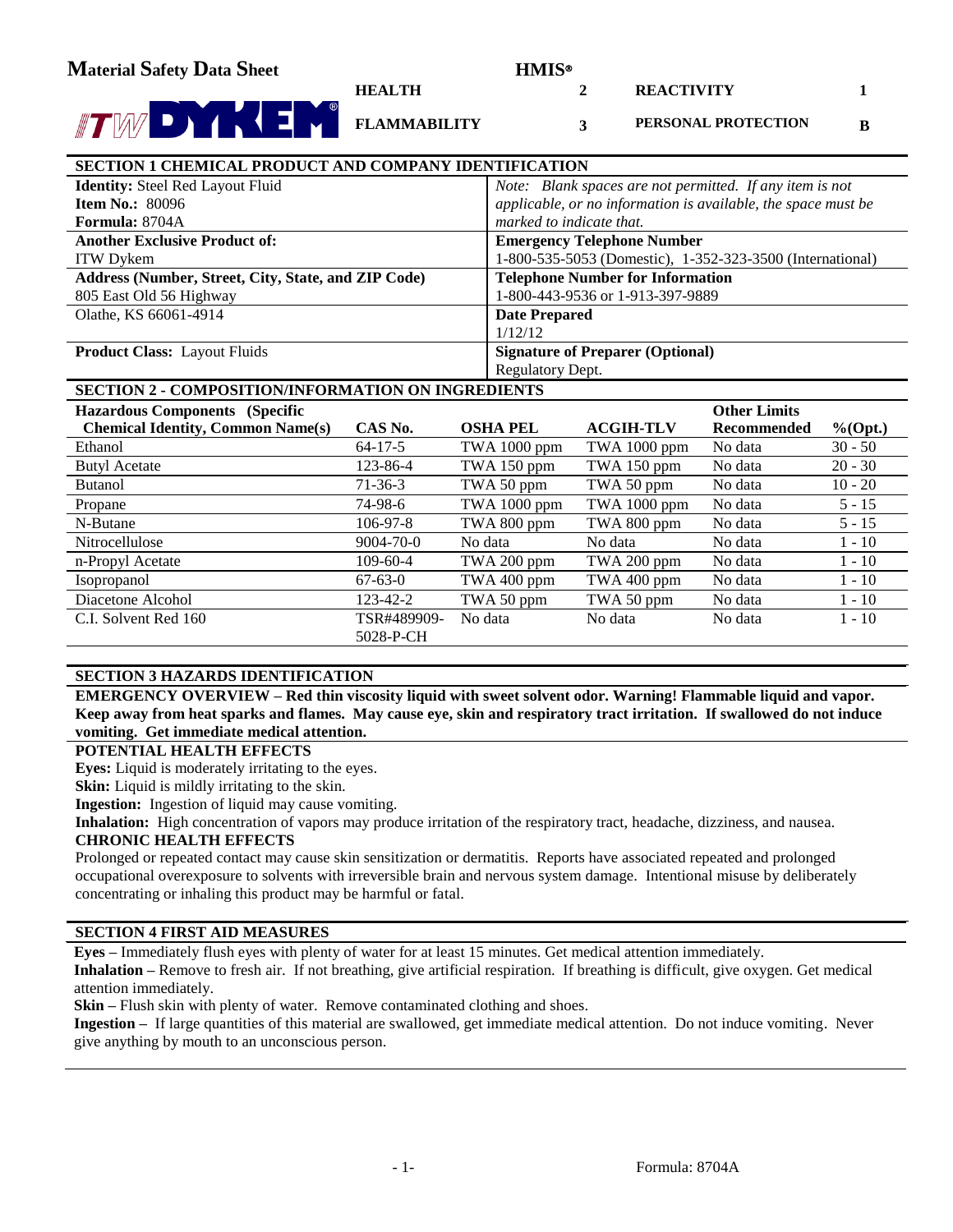# Material Safety Data Sheet

ITW DYKEM®

| HMIS® | | | |
|---|---|---|---|
| HEALTH | 2 | REACTIVITY | 1 |
| FLAMMABILITY | 3 | PERSONAL PROTECTION | B |

## SECTION 1 CHEMICAL PRODUCT AND COMPANY IDENTIFICATION

| | |
|---|---|
| **Identity:** Steel Red Layout Fluid<br>**Item No.:** 80096<br>**Formula:** 8704A | *Note: Blank spaces are not permitted. If any item is not applicable, or no information is available, the space must be marked to indicate that.* |
| **Another Exclusive Product of:**<br>ITW Dykem | **Emergency Telephone Number**<br>1-800-535-5053 (Domestic), 1-352-323-3500 (International) |
| **Address (Number, Street, City, State, and ZIP Code)**<br>805 East Old 56 Highway<br>Olathe, KS 66061-4914 | **Telephone Number for Information**<br>1-800-443-9536 or 1-913-397-9889<br>**Date Prepared**<br>1/12/12 |
| **Product Class:** Layout Fluids | **Signature of Preparer (Optional)**<br>Regulatory Dept. |

## SECTION 2 - COMPOSITION/INFORMATION ON INGREDIENTS

| Hazardous Components (Specific Chemical Identity, Common Name(s) | CAS No. | OSHA PEL | ACGIH-TLV | Other Limits Recommended | %(Opt.) |
|---|---|---|---|---|---|
| Ethanol | 64-17-5 | TWA 1000 ppm | TWA 1000 ppm | No data | 30 - 50 |
| Butyl Acetate | 123-86-4 | TWA 150 ppm | TWA 150 ppm | No data | 20 - 30 |
| Butanol | 71-36-3 | TWA 50 ppm | TWA 50 ppm | No data | 10 - 20 |
| Propane | 74-98-6 | TWA 1000 ppm | TWA 1000 ppm | No data | 5 - 15 |
| N-Butane | 106-97-8 | TWA 800 ppm | TWA 800 ppm | No data | 5 - 15 |
| Nitrocellulose | 9004-70-0 | No data | No data | No data | 1 - 10 |
| n-Propyl Acetate | 109-60-4 | TWA 200 ppm | TWA 200 ppm | No data | 1 - 10 |
| Isopropanol | 67-63-0 | TWA 400 ppm | TWA 400 ppm | No data | 1 - 10 |
| Diacetone Alcohol | 123-42-2 | TWA 50 ppm | TWA 50 ppm | No data | 1 - 10 |
| C.I. Solvent Red 160 | TSR#489909-5028-P-CH | No data | No data | No data | 1 - 10 |

## SECTION 3 HAZARDS IDENTIFICATION

**EMERGENCY OVERVIEW – Red thin viscosity liquid with sweet solvent odor. Warning! Flammable liquid and vapor. Keep away from heat sparks and flames. May cause eye, skin and respiratory tract irritation. If swallowed do not induce vomiting. Get immediate medical attention.**

**POTENTIAL HEALTH EFFECTS**

**Eyes:** Liquid is moderately irritating to the eyes.

**Skin:** Liquid is mildly irritating to the skin.

**Ingestion:** Ingestion of liquid may cause vomiting.

**Inhalation:** High concentration of vapors may produce irritation of the respiratory tract, headache, dizziness, and nausea.

**CHRONIC HEALTH EFFECTS**

Prolonged or repeated contact may cause skin sensitization or dermatitis. Reports have associated repeated and prolonged occupational overexposure to solvents with irreversible brain and nervous system damage. Intentional misuse by deliberately concentrating or inhaling this product may be harmful or fatal.

## SECTION 4 FIRST AID MEASURES

**Eyes –** Immediately flush eyes with plenty of water for at least 15 minutes. Get medical attention immediately.

**Inhalation –** Remove to fresh air. If not breathing, give artificial respiration. If breathing is difficult, give oxygen. Get medical attention immediately.

**Skin –** Flush skin with plenty of water. Remove contaminated clothing and shoes.

**Ingestion –** If large quantities of this material are swallowed, get immediate medical attention. Do not induce vomiting. Never give anything by mouth to an unconscious person.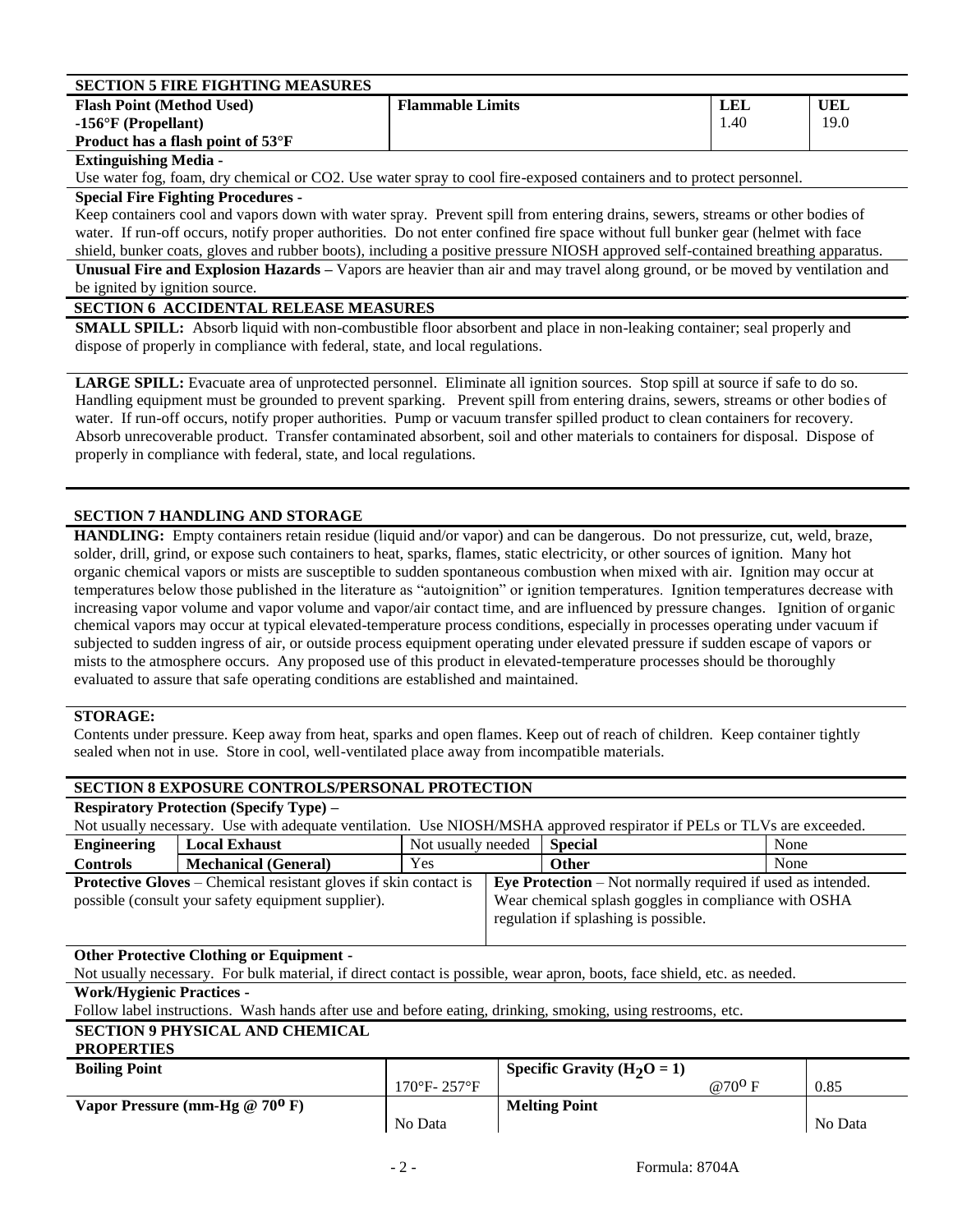## SECTION 5 FIRE FIGHTING MEASURES

| Flash Point (Method Used) | Flammable Limits | LEL | UEL |
|---|---|---|---|
| -156°F (Propellant) Product has a flash point of 53°F | | 1.40 | 19.0 |

**Extinguishing Media -**

Use water fog, foam, dry chemical or CO2. Use water spray to cool fire-exposed containers and to protect personnel.

**Special Fire Fighting Procedures -**

Keep containers cool and vapors down with water spray. Prevent spill from entering drains, sewers, streams or other bodies of water. If run-off occurs, notify proper authorities. Do not enter confined fire space without full bunker gear (helmet with face shield, bunker coats, gloves and rubber boots), including a positive pressure NIOSH approved self-contained breathing apparatus.

**Unusual Fire and Explosion Hazards –** Vapors are heavier than air and may travel along ground, or be moved by ventilation and be ignited by ignition source.

## SECTION 6 ACCIDENTAL RELEASE MEASURES

**SMALL SPILL:** Absorb liquid with non-combustible floor absorbent and place in non-leaking container; seal properly and dispose of properly in compliance with federal, state, and local regulations.

**LARGE SPILL:** Evacuate area of unprotected personnel. Eliminate all ignition sources. Stop spill at source if safe to do so. Handling equipment must be grounded to prevent sparking. Prevent spill from entering drains, sewers, streams or other bodies of water. If run-off occurs, notify proper authorities. Pump or vacuum transfer spilled product to clean containers for recovery. Absorb unrecoverable product. Transfer contaminated absorbent, soil and other materials to containers for disposal. Dispose of properly in compliance with federal, state, and local regulations.

## SECTION 7 HANDLING AND STORAGE

**HANDLING:** Empty containers retain residue (liquid and/or vapor) and can be dangerous. Do not pressurize, cut, weld, braze, solder, drill, grind, or expose such containers to heat, sparks, flames, static electricity, or other sources of ignition. Many hot organic chemical vapors or mists are susceptible to sudden spontaneous combustion when mixed with air. Ignition may occur at temperatures below those published in the literature as "autoignition" or ignition temperatures. Ignition temperatures decrease with increasing vapor volume and vapor volume and vapor/air contact time, and are influenced by pressure changes. Ignition of organic chemical vapors may occur at typical elevated-temperature process conditions, especially in processes operating under vacuum if subjected to sudden ingress of air, or outside process equipment operating under elevated pressure if sudden escape of vapors or mists to the atmosphere occurs. Any proposed use of this product in elevated-temperature processes should be thoroughly evaluated to assure that safe operating conditions are established and maintained.

**STORAGE:**

Contents under pressure. Keep away from heat, sparks and open flames. Keep out of reach of children. Keep container tightly sealed when not in use. Store in cool, well-ventilated place away from incompatible materials.

## SECTION 8 EXPOSURE CONTROLS/PERSONAL PROTECTION

**Respiratory Protection (Specify Type) –**

Not usually necessary. Use with adequate ventilation. Use NIOSH/MSHA approved respirator if PELs or TLVs are exceeded.

| | | | | |
|---|---|---|---|---|
| **Engineering** | **Local Exhaust** | Not usually needed | **Special** | None |
| **Controls** | **Mechanical (General)** | Yes | **Other** | None |

**Protective Gloves** – Chemical resistant gloves if skin contact is possible (consult your safety equipment supplier).

**Eye Protection** – Not normally required if used as intended. Wear chemical splash goggles in compliance with OSHA regulation if splashing is possible.

**Other Protective Clothing or Equipment -**

Not usually necessary. For bulk material, if direct contact is possible, wear apron, boots, face shield, etc. as needed.

**Work/Hygienic Practices -**

Follow label instructions. Wash hands after use and before eating, drinking, smoking, using restrooms, etc.

## SECTION 9 PHYSICAL AND CHEMICAL PROPERTIES

| | | | |
|---|---|---|---|
| **Boiling Point** | 170°F- 257°F | **Specific Gravity ($H_2O = 1$)** @70° F | 0.85 |
| **Vapor Pressure (mm-Hg @ 70° F)** | No Data | **Melting Point** | No Data |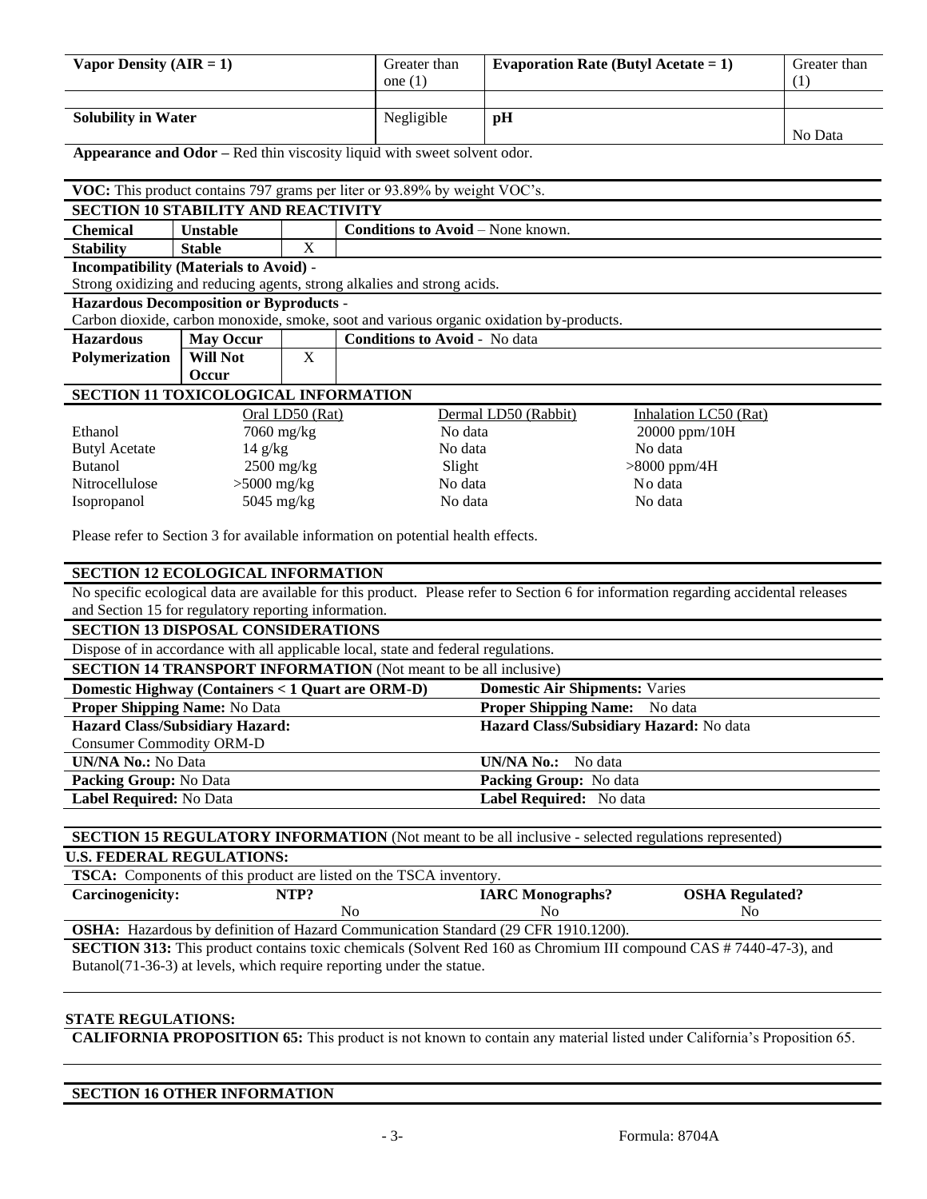| Vapor Density (AIR = 1) | Greater than one (1) | Evaporation Rate (Butyl Acetate = 1) | Greater than (1) |
|---|---|---|---|
| | | | |
| **Solubility in Water** | Negligible | **pH** | No Data |

**Appearance and Odor –** Red thin viscosity liquid with sweet solvent odor.

**VOC:** This product contains 797 grams per liter or 93.89% by weight VOC's.

## SECTION 10 STABILITY AND REACTIVITY

| Chemical Stability | Unstable | | Conditions to Avoid – None known. |
|---|---|---|---|
| | Stable | X | |

**Incompatibility (Materials to Avoid) -**
Strong oxidizing and reducing agents, strong alkalies and strong acids.

**Hazardous Decomposition or Byproducts -**
Carbon dioxide, carbon monoxide, smoke, soot and various organic oxidation by-products.

| Hazardous Polymerization | May Occur | | Conditions to Avoid - No data |
|---|---|---|---|
| | Will Not Occur | X | |

## SECTION 11 TOXICOLOGICAL INFORMATION

| | Oral LD50 (Rat) | Dermal LD50 (Rabbit) | Inhalation LC50 (Rat) |
|---|---|---|---|
| Ethanol | 7060 mg/kg | No data | 20000 ppm/10H |
| Butyl Acetate | 14 g/kg | No data | No data |
| Butanol | 2500 mg/kg | Slight | >8000 ppm/4H |
| Nitrocellulose | >5000 mg/kg | No data | No data |
| Isopropanol | 5045 mg/kg | No data | No data |

Please refer to Section 3 for available information on potential health effects.

## SECTION 12 ECOLOGICAL INFORMATION

No specific ecological data are available for this product. Please refer to Section 6 for information regarding accidental releases and Section 15 for regulatory reporting information.

## SECTION 13 DISPOSAL CONSIDERATIONS

Dispose of in accordance with all applicable local, state and federal regulations.

## SECTION 14 TRANSPORT INFORMATION (Not meant to be all inclusive)

| Domestic Highway (Containers < 1 Quart are ORM-D) | Domestic Air Shipments: Varies |
|---|---|
| **Proper Shipping Name:** No Data | **Proper Shipping Name:** No data |
| **Hazard Class/Subsidiary Hazard:** Consumer Commodity ORM-D | **Hazard Class/Subsidiary Hazard:** No data |
| **UN/NA No.:** No Data | **UN/NA No.:** No data |
| **Packing Group:** No Data | **Packing Group:** No data |
| **Label Required:** No Data | **Label Required:** No data |

## SECTION 15 REGULATORY INFORMATION (Not meant to be all inclusive - selected regulations represented)

**U.S. FEDERAL REGULATIONS:**

**TSCA:** Components of this product are listed on the TSCA inventory.

| Carcinogenicity: | NTP? | IARC Monographs? | OSHA Regulated? |
|---|---|---|---|
| | No | No | No |

**OSHA:** Hazardous by definition of Hazard Communication Standard (29 CFR 1910.1200).

**SECTION 313:** This product contains toxic chemicals (Solvent Red 160 as Chromium III compound CAS # 7440-47-3), and Butanol(71-36-3) at levels, which require reporting under the statue.

**STATE REGULATIONS:**

**CALIFORNIA PROPOSITION 65:** This product is not known to contain any material listed under California's Proposition 65.

## SECTION 16 OTHER INFORMATION

Formula: 8704A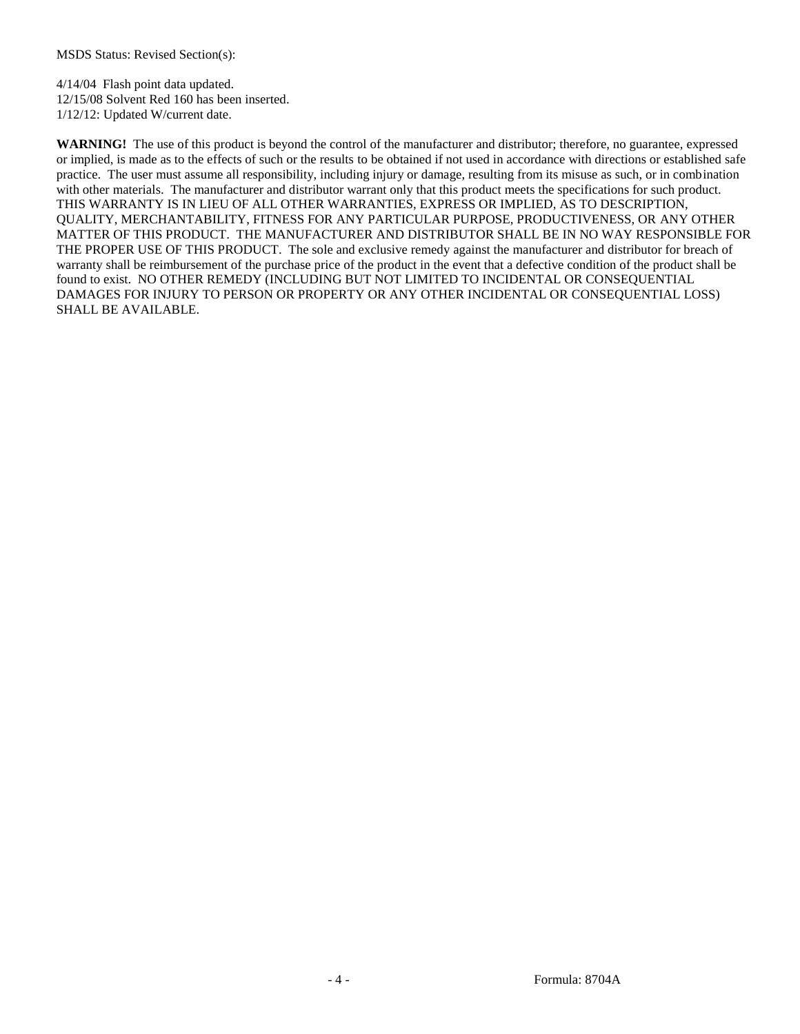MSDS Status: Revised Section(s):

4/14/04 Flash point data updated.
12/15/08 Solvent Red 160 has been inserted.
1/12/12: Updated W/current date.

**WARNING!** The use of this product is beyond the control of the manufacturer and distributor; therefore, no guarantee, expressed or implied, is made as to the effects of such or the results to be obtained if not used in accordance with directions or established safe practice. The user must assume all responsibility, including injury or damage, resulting from its misuse as such, or in combination with other materials. The manufacturer and distributor warrant only that this product meets the specifications for such product. THIS WARRANTY IS IN LIEU OF ALL OTHER WARRANTIES, EXPRESS OR IMPLIED, AS TO DESCRIPTION, QUALITY, MERCHANTABILITY, FITNESS FOR ANY PARTICULAR PURPOSE, PRODUCTIVENESS, OR ANY OTHER MATTER OF THIS PRODUCT. THE MANUFACTURER AND DISTRIBUTOR SHALL BE IN NO WAY RESPONSIBLE FOR THE PROPER USE OF THIS PRODUCT. The sole and exclusive remedy against the manufacturer and distributor for breach of warranty shall be reimbursement of the purchase price of the product in the event that a defective condition of the product shall be found to exist. NO OTHER REMEDY (INCLUDING BUT NOT LIMITED TO INCIDENTAL OR CONSEQUENTIAL DAMAGES FOR INJURY TO PERSON OR PROPERTY OR ANY OTHER INCIDENTAL OR CONSEQUENTIAL LOSS) SHALL BE AVAILABLE.